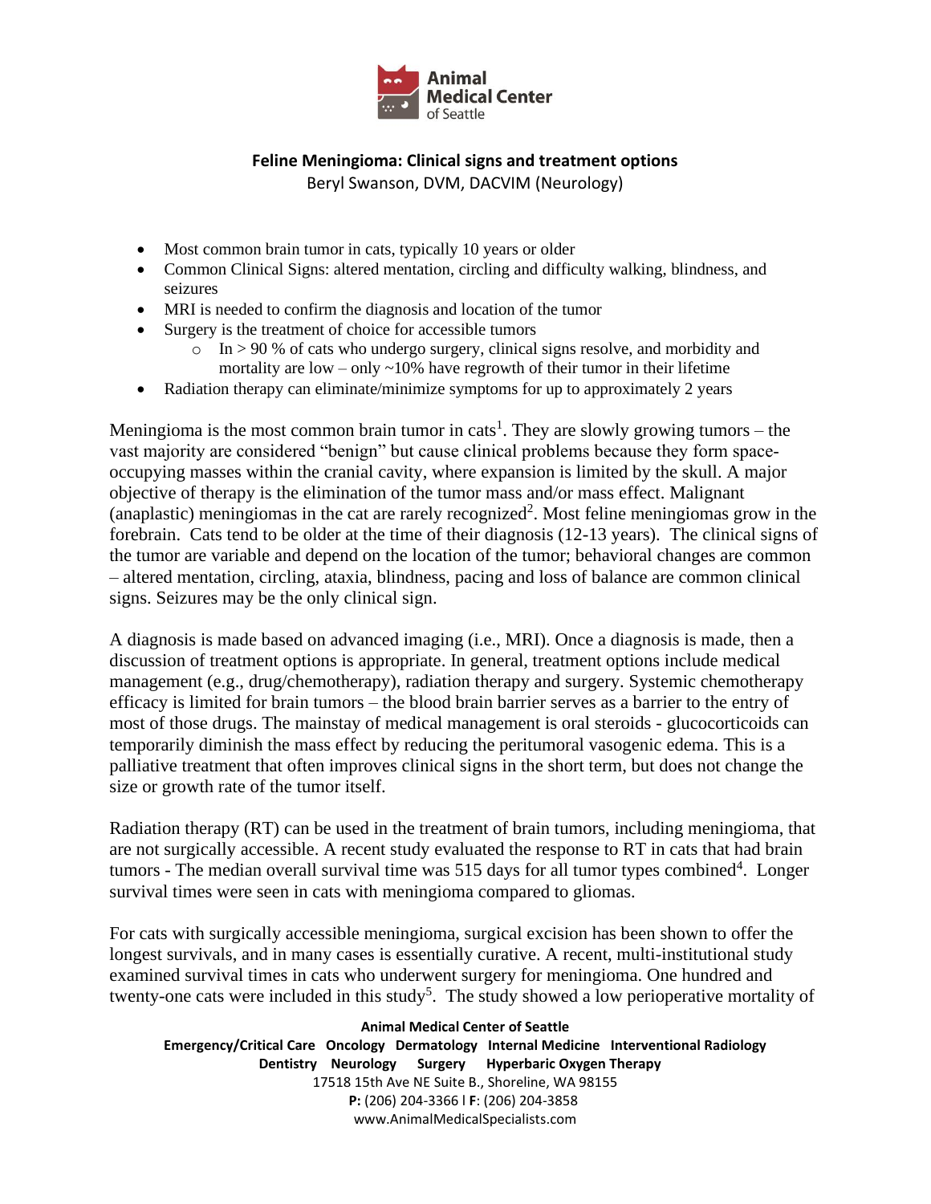# Feline Meningioma: Clinical signs and treatment options

Beryl Swanson, DVM, DACVIM (Neurology)

- Most common brain tumor in cats, typically 10 years or older
- Common Clinical Signs: altered mentation, circling and difficulty walking, blindness, and seizures
- MRI is needed to confirm the diagnosis and location of the tumor
- Surgery is the treatment of choice for accessible tumors
  - In > 90 % of cats who undergo surgery, clinical signs resolve, and morbidity and mortality are low – only ~10% have regrowth of their tumor in their lifetime
- Radiation therapy can eliminate/minimize symptoms for up to approximately 2 years

Meningioma is the most common brain tumor in cats[1]. They are slowly growing tumors – the vast majority are considered "benign" but cause clinical problems because they form space-occupying masses within the cranial cavity, where expansion is limited by the skull. A major objective of therapy is the elimination of the tumor mass and/or mass effect. Malignant (anaplastic) meningiomas in the cat are rarely recognized[2]. Most feline meningiomas grow in the forebrain. Cats tend to be older at the time of their diagnosis (12-13 years). The clinical signs of the tumor are variable and depend on the location of the tumor; behavioral changes are common – altered mentation, circling, ataxia, blindness, pacing and loss of balance are common clinical signs. Seizures may be the only clinical sign.

A diagnosis is made based on advanced imaging (i.e., MRI). Once a diagnosis is made, then a discussion of treatment options is appropriate. In general, treatment options include medical management (e.g., drug/chemotherapy), radiation therapy and surgery. Systemic chemotherapy efficacy is limited for brain tumors – the blood brain barrier serves as a barrier to the entry of most of those drugs. The mainstay of medical management is oral steroids - glucocorticoids can temporarily diminish the mass effect by reducing the peritumoral vasogenic edema. This is a palliative treatment that often improves clinical signs in the short term, but does not change the size or growth rate of the tumor itself.

Radiation therapy (RT) can be used in the treatment of brain tumors, including meningioma, that are not surgically accessible. A recent study evaluated the response to RT in cats that had brain tumors - The median overall survival time was 515 days for all tumor types combined[4]. Longer survival times were seen in cats with meningioma compared to gliomas.

For cats with surgically accessible meningioma, surgical excision has been shown to offer the longest survivals, and in many cases is essentially curative. A recent, multi-institutional study examined survival times in cats who underwent surgery for meningioma. One hundred and twenty-one cats were included in this study[5]. The study showed a low perioperative mortality of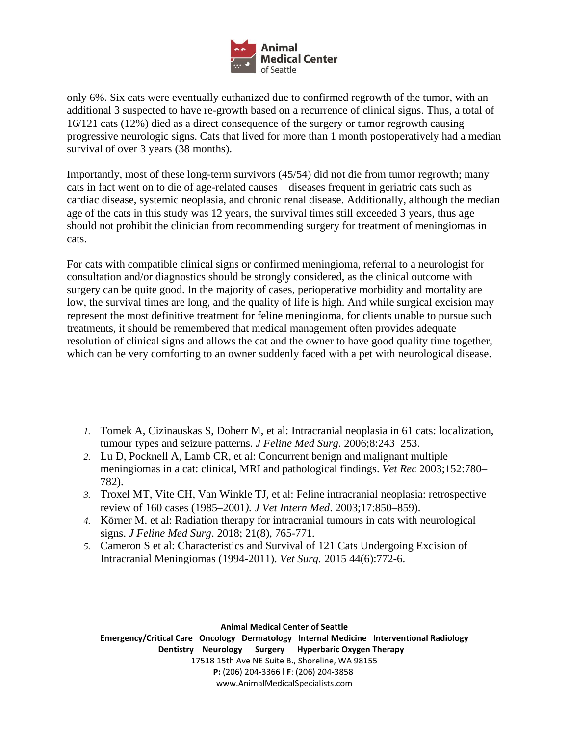only 6%. Six cats were eventually euthanized due to confirmed regrowth of the tumor, with an additional 3 suspected to have re-growth based on a recurrence of clinical signs. Thus, a total of 16/121 cats (12%) died as a direct consequence of the surgery or tumor regrowth causing progressive neurologic signs. Cats that lived for more than 1 month postoperatively had a median survival of over 3 years (38 months).

Importantly, most of these long-term survivors (45/54) did not die from tumor regrowth; many cats in fact went on to die of age-related causes – diseases frequent in geriatric cats such as cardiac disease, systemic neoplasia, and chronic renal disease. Additionally, although the median age of the cats in this study was 12 years, the survival times still exceeded 3 years, thus age should not prohibit the clinician from recommending surgery for treatment of meningiomas in cats.

For cats with compatible clinical signs or confirmed meningioma, referral to a neurologist for consultation and/or diagnostics should be strongly considered, as the clinical outcome with surgery can be quite good. In the majority of cases, perioperative morbidity and mortality are low, the survival times are long, and the quality of life is high. And while surgical excision may represent the most definitive treatment for feline meningioma, for clients unable to pursue such treatments, it should be remembered that medical management often provides adequate resolution of clinical signs and allows the cat and the owner to have good quality time together, which can be very comforting to an owner suddenly faced with a pet with neurological disease.

1. Tomek A, Cizinauskas S, Doherr M, et al: Intracranial neoplasia in 61 cats: localization, tumour types and seizure patterns. *J Feline Med Surg.* 2006;8:243–253.
2. Lu D, Pocknell A, Lamb CR, et al: Concurrent benign and malignant multiple meningiomas in a cat: clinical, MRI and pathological findings. *Vet Rec* 2003;152:780–782).
3. Troxel MT, Vite CH, Van Winkle TJ, et al: Feline intracranial neoplasia: retrospective review of 160 cases (1985–2001*). J Vet Intern Med*. 2003;17:850–859).
4. Körner M. et al: Radiation therapy for intracranial tumours in cats with neurological signs. *J Feline Med Surg*. 2018; 21(8), 765-771.
5. Cameron S et al: Characteristics and Survival of 121 Cats Undergoing Excision of Intracranial Meningiomas (1994-2011). *Vet Surg.* 2015 44(6):772-6.